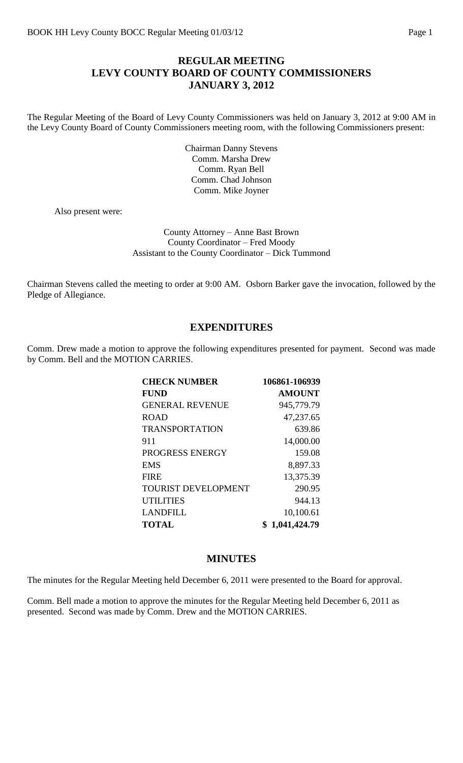# REGULAR MEETING
# LEVY COUNTY BOARD OF COUNTY COMMISSIONERS
# JANUARY 3, 2012

The Regular Meeting of the Board of Levy County Commissioners was held on January 3, 2012 at 9:00 AM in the Levy County Board of County Commissioners meeting room, with the following Commissioners present:

Chairman Danny Stevens
Comm. Marsha Drew
Comm. Ryan Bell
Comm. Chad Johnson
Comm. Mike Joyner

Also present were:

County Attorney – Anne Bast Brown
County Coordinator – Fred Moody
Assistant to the County Coordinator – Dick Tummond

Chairman Stevens called the meeting to order at 9:00 AM. Osborn Barker gave the invocation, followed by the Pledge of Allegiance.

## EXPENDITURES

Comm. Drew made a motion to approve the following expenditures presented for payment. Second was made by Comm. Bell and the MOTION CARRIES.

| **CHECK NUMBER** | **106861-106939** |
|---|---|
| **FUND** | **AMOUNT** |
| GENERAL REVENUE | 945,779.79 |
| ROAD | 47,237.65 |
| TRANSPORTATION | 639.86 |
| 911 | 14,000.00 |
| PROGRESS ENERGY | 159.08 |
| EMS | 8,897.33 |
| FIRE | 13,375.39 |
| TOURIST DEVELOPMENT | 290.95 |
| UTILITIES | 944.13 |
| LANDFILL | 10,100.61 |
| **TOTAL** | **$ 1,041,424.79** |

## MINUTES

The minutes for the Regular Meeting held December 6, 2011 were presented to the Board for approval.

Comm. Bell made a motion to approve the minutes for the Regular Meeting held December 6, 2011 as presented. Second was made by Comm. Drew and the MOTION CARRIES.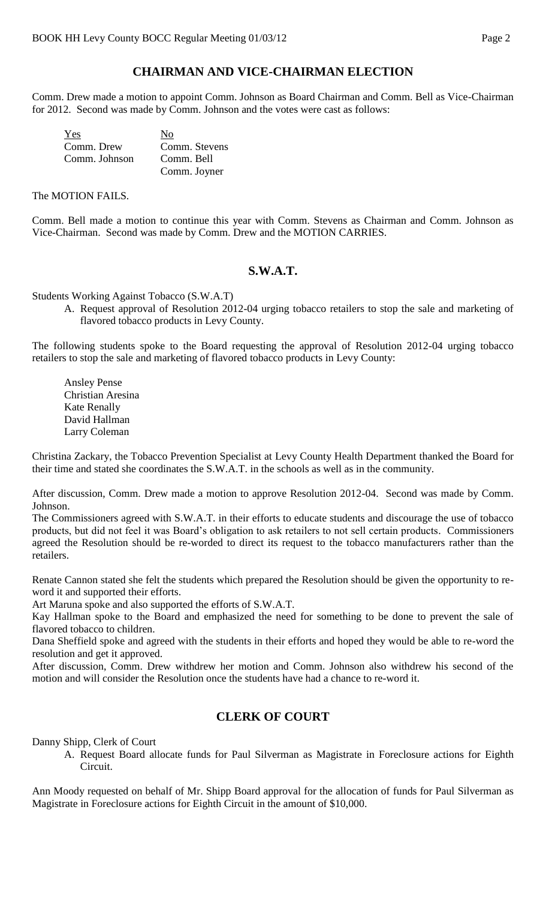## CHAIRMAN AND VICE-CHAIRMAN ELECTION

Comm. Drew made a motion to appoint Comm. Johnson as Board Chairman and Comm. Bell as Vice-Chairman for 2012. Second was made by Comm. Johnson and the votes were cast as follows:

| Yes | No |
|---|---|
| Comm. Drew | Comm. Stevens |
| Comm. Johnson | Comm. Bell |
| | Comm. Joyner |

The MOTION FAILS.

Comm. Bell made a motion to continue this year with Comm. Stevens as Chairman and Comm. Johnson as Vice-Chairman. Second was made by Comm. Drew and the MOTION CARRIES.

## S.W.A.T.

Students Working Against Tobacco (S.W.A.T)

A. Request approval of Resolution 2012-04 urging tobacco retailers to stop the sale and marketing of flavored tobacco products in Levy County.

The following students spoke to the Board requesting the approval of Resolution 2012-04 urging tobacco retailers to stop the sale and marketing of flavored tobacco products in Levy County:

Ansley Pense
Christian Aresina
Kate Renally
David Hallman
Larry Coleman

Christina Zackary, the Tobacco Prevention Specialist at Levy County Health Department thanked the Board for their time and stated she coordinates the S.W.A.T. in the schools as well as in the community.

After discussion, Comm. Drew made a motion to approve Resolution 2012-04. Second was made by Comm. Johnson.

The Commissioners agreed with S.W.A.T. in their efforts to educate students and discourage the use of tobacco products, but did not feel it was Board's obligation to ask retailers to not sell certain products. Commissioners agreed the Resolution should be re-worded to direct its request to the tobacco manufacturers rather than the retailers.

Renate Cannon stated she felt the students which prepared the Resolution should be given the opportunity to re-word it and supported their efforts.

Art Maruna spoke and also supported the efforts of S.W.A.T.

Kay Hallman spoke to the Board and emphasized the need for something to be done to prevent the sale of flavored tobacco to children.

Dana Sheffield spoke and agreed with the students in their efforts and hoped they would be able to re-word the resolution and get it approved.

After discussion, Comm. Drew withdrew her motion and Comm. Johnson also withdrew his second of the motion and will consider the Resolution once the students have had a chance to re-word it.

## CLERK OF COURT

Danny Shipp, Clerk of Court

A. Request Board allocate funds for Paul Silverman as Magistrate in Foreclosure actions for Eighth Circuit.

Ann Moody requested on behalf of Mr. Shipp Board approval for the allocation of funds for Paul Silverman as Magistrate in Foreclosure actions for Eighth Circuit in the amount of $10,000.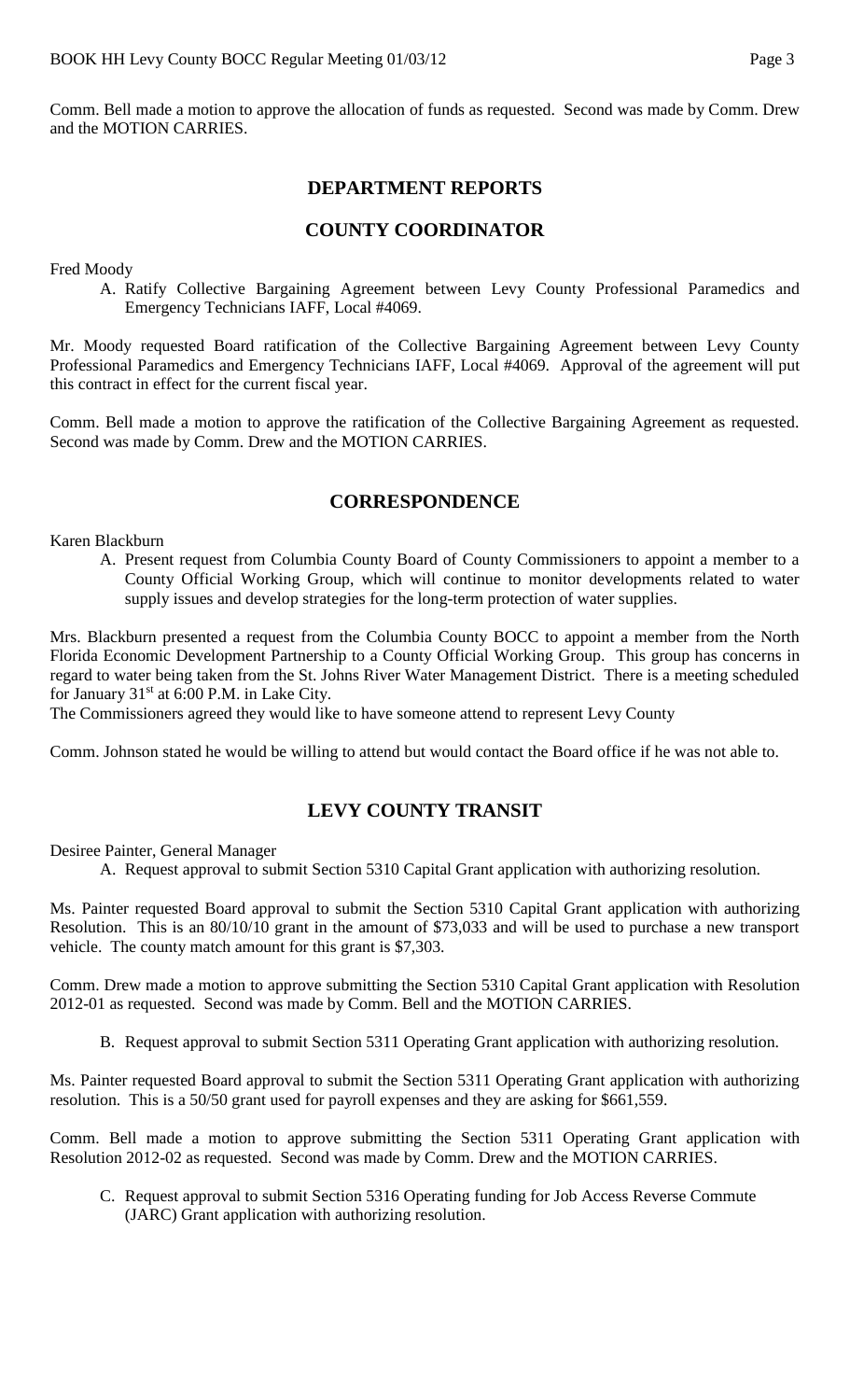Comm. Bell made a motion to approve the allocation of funds as requested. Second was made by Comm. Drew and the MOTION CARRIES.

## DEPARTMENT REPORTS

## COUNTY COORDINATOR

Fred Moody

A. Ratify Collective Bargaining Agreement between Levy County Professional Paramedics and Emergency Technicians IAFF, Local #4069.

Mr. Moody requested Board ratification of the Collective Bargaining Agreement between Levy County Professional Paramedics and Emergency Technicians IAFF, Local #4069. Approval of the agreement will put this contract in effect for the current fiscal year.

Comm. Bell made a motion to approve the ratification of the Collective Bargaining Agreement as requested. Second was made by Comm. Drew and the MOTION CARRIES.

## CORRESPONDENCE

Karen Blackburn

A. Present request from Columbia County Board of County Commissioners to appoint a member to a County Official Working Group, which will continue to monitor developments related to water supply issues and develop strategies for the long-term protection of water supplies.

Mrs. Blackburn presented a request from the Columbia County BOCC to appoint a member from the North Florida Economic Development Partnership to a County Official Working Group. This group has concerns in regard to water being taken from the St. Johns River Water Management District. There is a meeting scheduled for January 31st at 6:00 P.M. in Lake City.

The Commissioners agreed they would like to have someone attend to represent Levy County

Comm. Johnson stated he would be willing to attend but would contact the Board office if he was not able to.

## LEVY COUNTY TRANSIT

Desiree Painter, General Manager

A. Request approval to submit Section 5310 Capital Grant application with authorizing resolution.

Ms. Painter requested Board approval to submit the Section 5310 Capital Grant application with authorizing Resolution. This is an 80/10/10 grant in the amount of $73,033 and will be used to purchase a new transport vehicle. The county match amount for this grant is $7,303.

Comm. Drew made a motion to approve submitting the Section 5310 Capital Grant application with Resolution 2012-01 as requested. Second was made by Comm. Bell and the MOTION CARRIES.

B. Request approval to submit Section 5311 Operating Grant application with authorizing resolution.

Ms. Painter requested Board approval to submit the Section 5311 Operating Grant application with authorizing resolution. This is a 50/50 grant used for payroll expenses and they are asking for $661,559.

Comm. Bell made a motion to approve submitting the Section 5311 Operating Grant application with Resolution 2012-02 as requested. Second was made by Comm. Drew and the MOTION CARRIES.

C. Request approval to submit Section 5316 Operating funding for Job Access Reverse Commute (JARC) Grant application with authorizing resolution.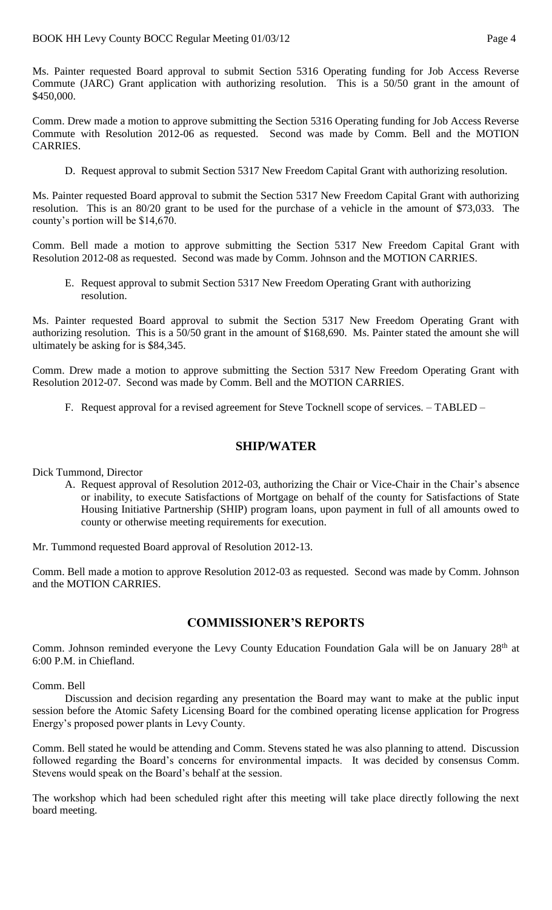Ms. Painter requested Board approval to submit Section 5316 Operating funding for Job Access Reverse Commute (JARC) Grant application with authorizing resolution. This is a 50/50 grant in the amount of $450,000.

Comm. Drew made a motion to approve submitting the Section 5316 Operating funding for Job Access Reverse Commute with Resolution 2012-06 as requested. Second was made by Comm. Bell and the MOTION CARRIES.

D. Request approval to submit Section 5317 New Freedom Capital Grant with authorizing resolution.

Ms. Painter requested Board approval to submit the Section 5317 New Freedom Capital Grant with authorizing resolution. This is an 80/20 grant to be used for the purchase of a vehicle in the amount of $73,033. The county's portion will be $14,670.

Comm. Bell made a motion to approve submitting the Section 5317 New Freedom Capital Grant with Resolution 2012-08 as requested. Second was made by Comm. Johnson and the MOTION CARRIES.

E. Request approval to submit Section 5317 New Freedom Operating Grant with authorizing resolution.

Ms. Painter requested Board approval to submit the Section 5317 New Freedom Operating Grant with authorizing resolution. This is a 50/50 grant in the amount of $168,690. Ms. Painter stated the amount she will ultimately be asking for is $84,345.

Comm. Drew made a motion to approve submitting the Section 5317 New Freedom Operating Grant with Resolution 2012-07. Second was made by Comm. Bell and the MOTION CARRIES.

F. Request approval for a revised agreement for Steve Tocknell scope of services. – TABLED –

## SHIP/WATER

Dick Tummond, Director

A. Request approval of Resolution 2012-03, authorizing the Chair or Vice-Chair in the Chair's absence or inability, to execute Satisfactions of Mortgage on behalf of the county for Satisfactions of State Housing Initiative Partnership (SHIP) program loans, upon payment in full of all amounts owed to county or otherwise meeting requirements for execution.

Mr. Tummond requested Board approval of Resolution 2012-13.

Comm. Bell made a motion to approve Resolution 2012-03 as requested. Second was made by Comm. Johnson and the MOTION CARRIES.

## COMMISSIONER'S REPORTS

Comm. Johnson reminded everyone the Levy County Education Foundation Gala will be on January 28th at 6:00 P.M. in Chiefland.

Comm. Bell

Discussion and decision regarding any presentation the Board may want to make at the public input session before the Atomic Safety Licensing Board for the combined operating license application for Progress Energy's proposed power plants in Levy County.

Comm. Bell stated he would be attending and Comm. Stevens stated he was also planning to attend. Discussion followed regarding the Board's concerns for environmental impacts. It was decided by consensus Comm. Stevens would speak on the Board's behalf at the session.

The workshop which had been scheduled right after this meeting will take place directly following the next board meeting.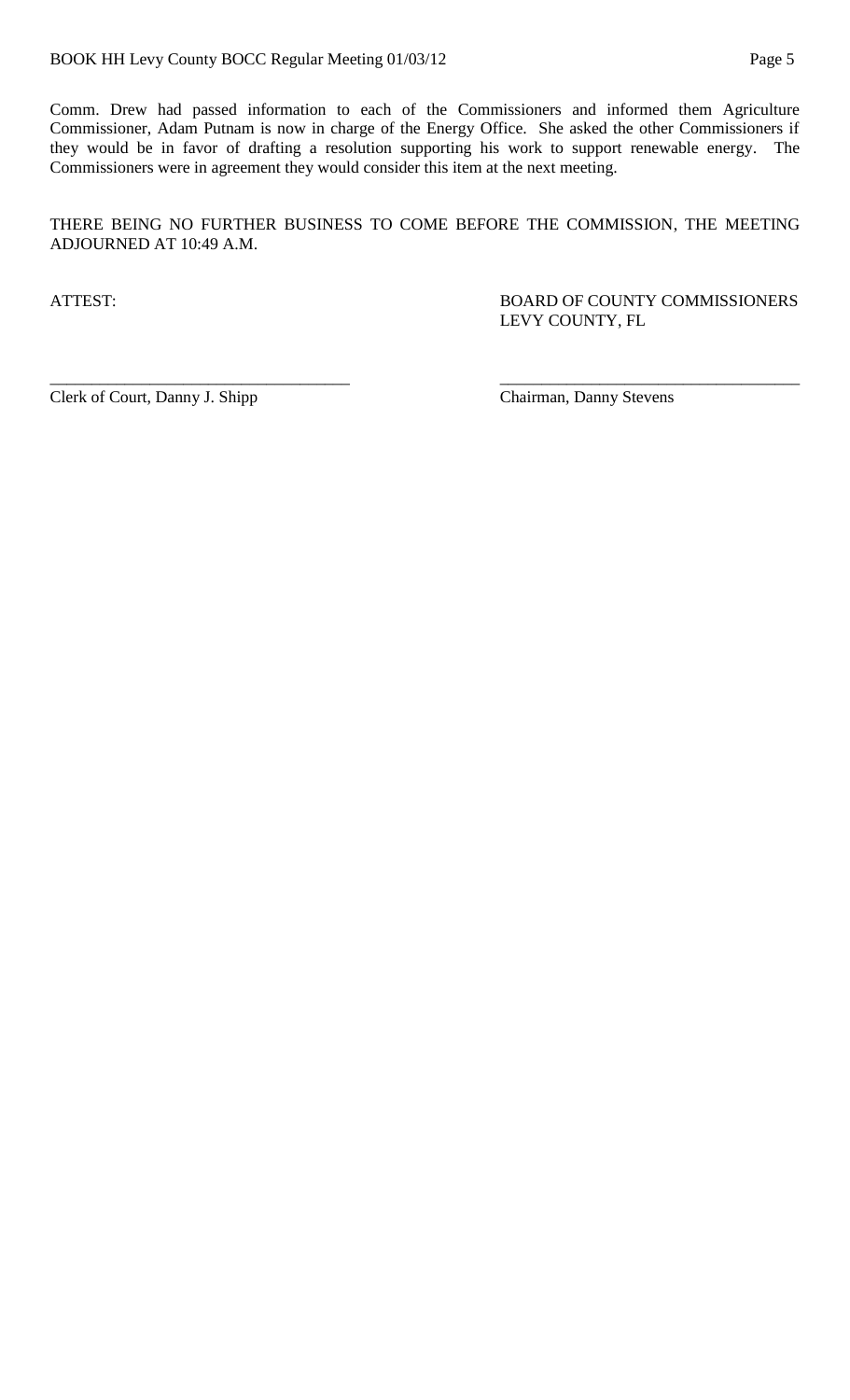Comm. Drew had passed information to each of the Commissioners and informed them Agriculture Commissioner, Adam Putnam is now in charge of the Energy Office. She asked the other Commissioners if they would be in favor of drafting a resolution supporting his work to support renewable energy. The Commissioners were in agreement they would consider this item at the next meeting.

THERE BEING NO FURTHER BUSINESS TO COME BEFORE THE COMMISSION, THE MEETING ADJOURNED AT 10:49 A.M.

ATTEST:

BOARD OF COUNTY COMMISSIONERS
LEVY COUNTY, FL

\_\_\_\_\_\_\_\_\_\_\_\_\_\_\_\_\_\_\_\_\_\_\_\_\_\_\_\_\_\_\_\_\_\_\_\_
Clerk of Court, Danny J. Shipp

\_\_\_\_\_\_\_\_\_\_\_\_\_\_\_\_\_\_\_\_\_\_\_\_\_\_\_\_\_\_\_\_\_\_\_\_
Chairman, Danny Stevens